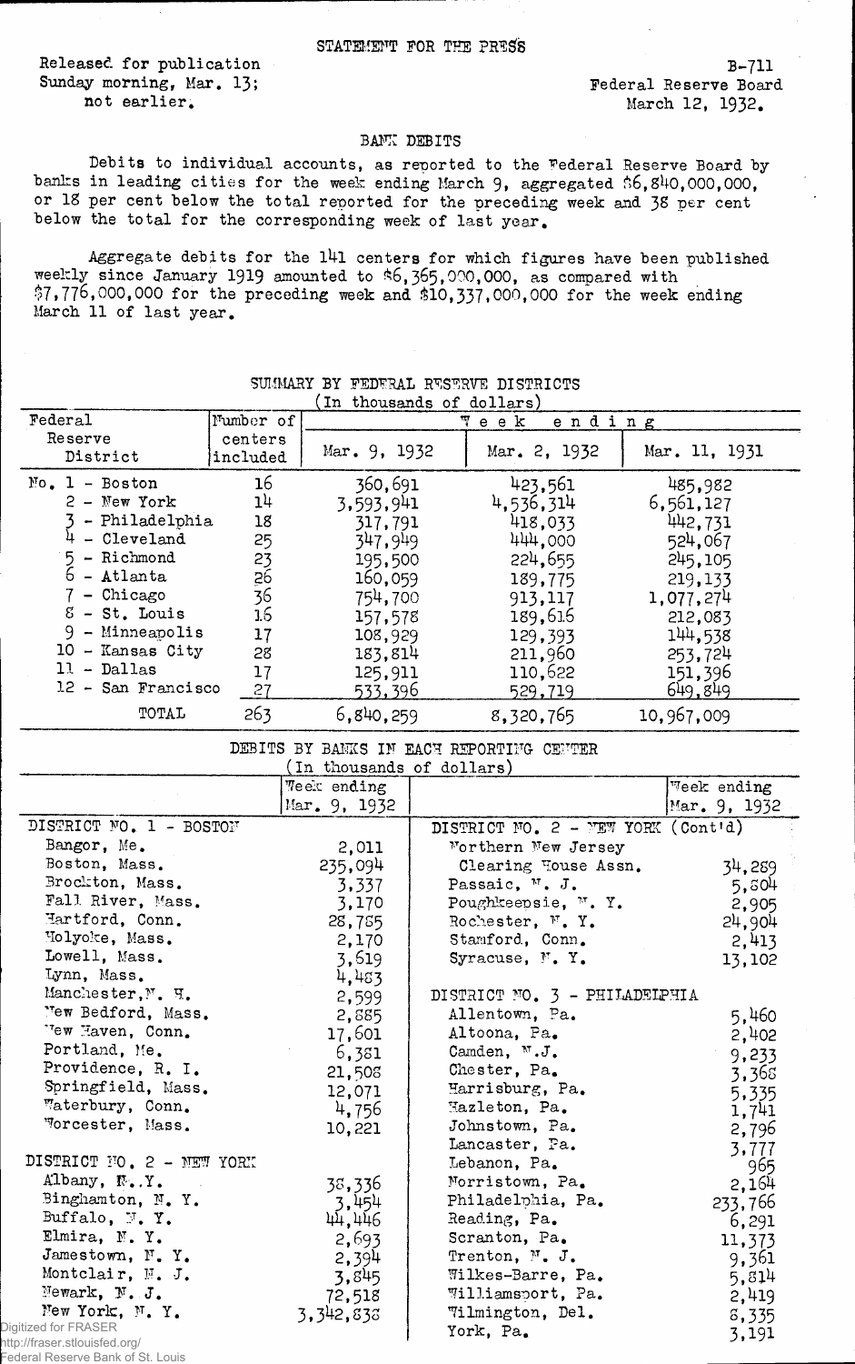STATEMENT FOR THE PRESS

Released for publication Sunday morning, Mar. 13; not earlier.

B-711
Federal Reserve Board
March 12, 1932.

## BANK DEBITS

Debits to individual accounts, as reported to the Federal Reserve Board by banks in leading cities for the week ending March 9, aggregated $6,840,000,000, or 18 per cent below the total reported for the preceding week and 38 per cent below the total for the corresponding week of last year.

Aggregate debits for the 141 centers for which figures have been published weekly since January 1919 amounted to $6,365,000,000, as compared with $7,776,000,000 for the preceding week and $10,337,000,000 for the week ending March 11 of last year.

### SUMMARY BY FEDERAL RESERVE DISTRICTS
(In thousands of dollars)

| Federal Reserve District | Number of centers included | Week ending Mar. 9, 1932 | Mar. 2, 1932 | Mar. 11, 1931 |
|---|---|---|---|---|
| No. 1 - Boston | 16 | 360,691 | 423,561 | 485,982 |
| 2 - New York | 14 | 3,593,941 | 4,536,314 | 6,561,127 |
| 3 - Philadelphia | 18 | 317,791 | 418,033 | 442,731 |
| 4 - Cleveland | 25 | 347,949 | 444,000 | 524,067 |
| 5 - Richmond | 23 | 195,500 | 224,655 | 245,105 |
| 6 - Atlanta | 26 | 160,059 | 189,775 | 219,133 |
| 7 - Chicago | 36 | 754,700 | 913,117 | 1,077,274 |
| 8 - St. Louis | 16 | 157,578 | 189,616 | 212,083 |
| 9 - Minneapolis | 17 | 108,929 | 129,393 | 144,538 |
| 10 - Kansas City | 28 | 183,814 | 211,960 | 253,724 |
| 11 - Dallas | 17 | 125,911 | 110,622 | 151,396 |
| 12 - San Francisco | 27 | 533,396 | 529,719 | 649,849 |
| TOTAL | 263 | 6,840,259 | 8,320,765 | 10,967,009 |

### DEBITS BY BANKS IN EACH REPORTING CENTER
(In thousands of dollars)

| | Week ending Mar. 9, 1932 |
|---|---|
| **DISTRICT NO. 1 - BOSTON** | |
| Bangor, Me. | 2,011 |
| Boston, Mass. | 235,094 |
| Brockton, Mass. | 3,337 |
| Fall River, Mass. | 3,170 |
| Hartford, Conn. | 28,785 |
| Holyoke, Mass. | 2,170 |
| Lowell, Mass. | 3,619 |
| Lynn, Mass. | 4,483 |
| Manchester, N. H. | 2,599 |
| New Bedford, Mass. | 2,885 |
| New Haven, Conn. | 17,601 |
| Portland, Me. | 6,381 |
| Providence, R. I. | 21,508 |
| Springfield, Mass. | 12,071 |
| Waterbury, Conn. | 4,756 |
| Worcester, Mass. | 10,221 |
| **DISTRICT NO. 2 - NEW YORK** | |
| Albany, N. Y. | 38,336 |
| Binghamton, N. Y. | 3,454 |
| Buffalo, N. Y. | 44,446 |
| Elmira, N. Y. | 2,693 |
| Jamestown, N. Y. | 2,394 |
| Montclair, N. J. | 3,845 |
| Newark, N. J. | 72,518 |
| New York, N. Y. | 3,342,838 |
| **DISTRICT NO. 2 - NEW YORK (Cont'd)** | |
| Northern New Jersey Clearing House Assn. | 34,289 |
| Passaic, N. J. | 5,804 |
| Poughkeepsie, N. Y. | 2,905 |
| Rochester, N. Y. | 24,904 |
| Stamford, Conn. | 2,413 |
| Syracuse, N. Y. | 13,102 |
| **DISTRICT NO. 3 - PHILADELPHIA** | |
| Allentown, Pa. | 5,460 |
| Altoona, Pa. | 2,402 |
| Camden, N. J. | 9,233 |
| Chester, Pa. | 3,368 |
| Harrisburg, Pa. | 5,335 |
| Hazleton, Pa. | 1,741 |
| Johnstown, Pa. | 2,796 |
| Lancaster, Pa. | 3,777 |
| Lebanon, Pa. | 965 |
| Norristown, Pa. | 2,164 |
| Philadelphia, Pa. | 233,766 |
| Reading, Pa. | 6,291 |
| Scranton, Pa. | 11,373 |
| Trenton, N. J. | 9,361 |
| Wilkes-Barre, Pa. | 5,814 |
| Williamsport, Pa. | 2,419 |
| Wilmington, Del. | 8,335 |
| York, Pa. | 3,191 |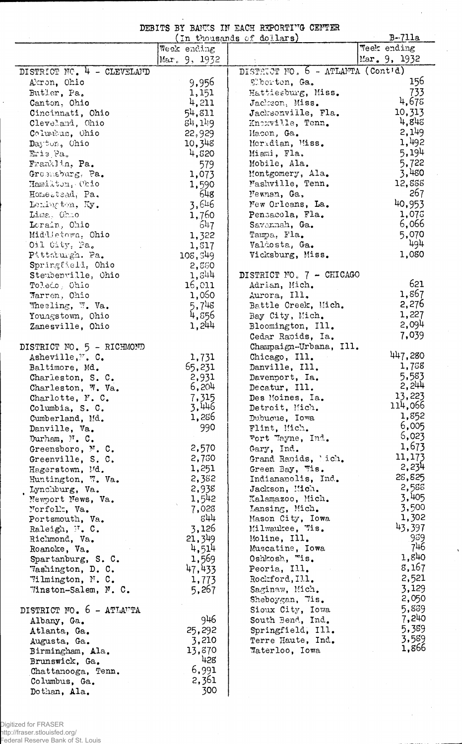# DEBITS BY BANKS IN EACH REPORTING CENTER

(In thousands of dollars)

B-711a

| | Week ending Mar. 9, 1932 |
|---|---|
| **DISTRICT NO. 4 - CLEVELAND** | |
| Akron, Ohio | 9,956 |
| Butler, Pa. | 1,151 |
| Canton, Ohio | 4,211 |
| Cincinnati, Ohio | 54,811 |
| Cleveland, Ohio | 84,149 |
| Columbus, Ohio | 22,929 |
| Dayton, Ohio | 10,348 |
| Erie, Pa. | 4,820 |
| Franklin, Pa. | 579 |
| Greensburg, Pa. | 1,073 |
| Hamilton, Ohio | 1,590 |
| Homestead, Pa. | 648 |
| Lexington, Ky. | 3,646 |
| Lima, Ohio | 1,760 |
| Lorain, Ohio | 647 |
| Middletown, Ohio | 1,322 |
| Oil City, Pa. | 1,817 |
| Pittsburgh, Pa. | 108,349 |
| Springfield, Ohio | 2,880 |
| Steubenville, Ohio | 1,844 |
| Toledo, Ohio | 16,011 |
| Warren, Ohio | 1,060 |
| Wheeling, W. Va. | 5,748 |
| Youngstown, Ohio | 4,856 |
| Zanesville, Ohio | 1,244 |
| **DISTRICT NO. 5 - RICHMOND** | |
| Asheville, N. C. | 1,731 |
| Baltimore, Md. | 65,231 |
| Charleston, S. C. | 2,931 |
| Charleston, W. Va. | 6,204 |
| Charlotte, N. C. | 7,315 |
| Columbia, S. C. | 3,446 |
| Cumberland, Md. | 1,286 |
| Danville, Va. | 990 |
| Durham, N. C. | |
| Greensboro, N. C. | 2,570 |
| Greenville, S. C. | 2,780 |
| Hagerstown, Md. | 1,251 |
| Huntington, W. Va. | 2,382 |
| Lynchburg, Va. | 2,938 |
| Newport News, Va. | 1,542 |
| Norfolk, Va. | 7,028 |
| Portsmouth, Va. | 844 |
| Raleigh, N. C. | 3,126 |
| Richmond, Va. | 21,349 |
| Roanoke, Va. | 4,514 |
| Spartanburg, S. C. | 1,569 |
| Washington, D. C. | 47,433 |
| Wilmington, N. C. | 1,773 |
| Winston-Salem, N. C. | 5,267 |
| **DISTRICT NO. 6 - ATLANTA** | |
| Albany, Ga. | 946 |
| Atlanta, Ga. | 25,292 |
| Augusta, Ga. | 3,210 |
| Birmingham, Ala. | 13,870 |
| Brunswick, Ga. | 428 |
| Chattanooga, Tenn. | 6,991 |
| Columbus, Ga. | 2,361 |
| Dothan, Ala. | 300 |
| **DISTRICT NO. 6 - ATLANTA (Cont'd)** | |
| Elberton, Ga. | 156 |
| Hattiesburg, Miss. | 733 |
| Jackson, Miss. | 4,678 |
| Jacksonville, Fla. | 10,313 |
| Knoxville, Tenn. | 4,848 |
| Macon, Ga. | 2,149 |
| Meridian, Miss. | 1,492 |
| Miami, Fla. | 5,194 |
| Mobile, Ala. | 5,722 |
| Montgomery, Ala. | 3,480 |
| Nashville, Tenn. | 12,888 |
| Newnan, Ga. | 267 |
| New Orleans, La. | 40,953 |
| Pensacola, Fla. | 1,078 |
| Savannah, Ga. | 6,066 |
| Tampa, Fla. | 5,070 |
| Valdosta, Ga. | 494 |
| Vicksburg, Miss. | 1,080 |
| **DISTRICT NO. 7 - CHICAGO** | |
| Adrian, Mich. | 621 |
| Aurora, Ill. | 1,867 |
| Battle Creek, Mich. | 2,276 |
| Bay City, Mich. | 1,227 |
| Bloomington, Ill. | 2,094 |
| Cedar Rapids, Ia. | 7,039 |
| Champaign-Urbana, Ill. | |
| Chicago, Ill. | 447,280 |
| Danville, Ill. | 1,788 |
| Davenport, Ia. | 5,583 |
| Decatur, Ill. | 2,244 |
| Des Moines, Ia. | 13,223 |
| Detroit, Mich. | 114,066 |
| Dubuque, Iowa | 1,852 |
| Flint, Mich. | 6,005 |
| Fort Wayne, Ind. | 6,023 |
| Gary, Ind. | 1,673 |
| Grand Rapids, Mich. | 11,173 |
| Green Bay, Wis. | 2,234 |
| Indianapolis, Ind. | 28,825 |
| Jackson, Mich. | 2,588 |
| Kalamazoo, Mich. | 3,405 |
| Lansing, Mich. | 3,500 |
| Mason City, Iowa | 1,302 |
| Milwaukee, Wis. | 43,397 |
| Moline, Ill. | 989 |
| Muscatine, Iowa | 746 |
| Oshkosh, Wis. | 1,840 |
| Peoria, Ill. | 8,167 |
| Rockford, Ill. | 2,521 |
| Saginaw, Mich. | 3,129 |
| Sheboygan, Wis. | 2,050 |
| Sioux City, Iowa | 5,889 |
| South Bend, Ind. | 7,240 |
| Springfield, Ill. | 5,389 |
| Terre Haute, Ind. | 3,589 |
| Waterloo, Iowa | 1,866 |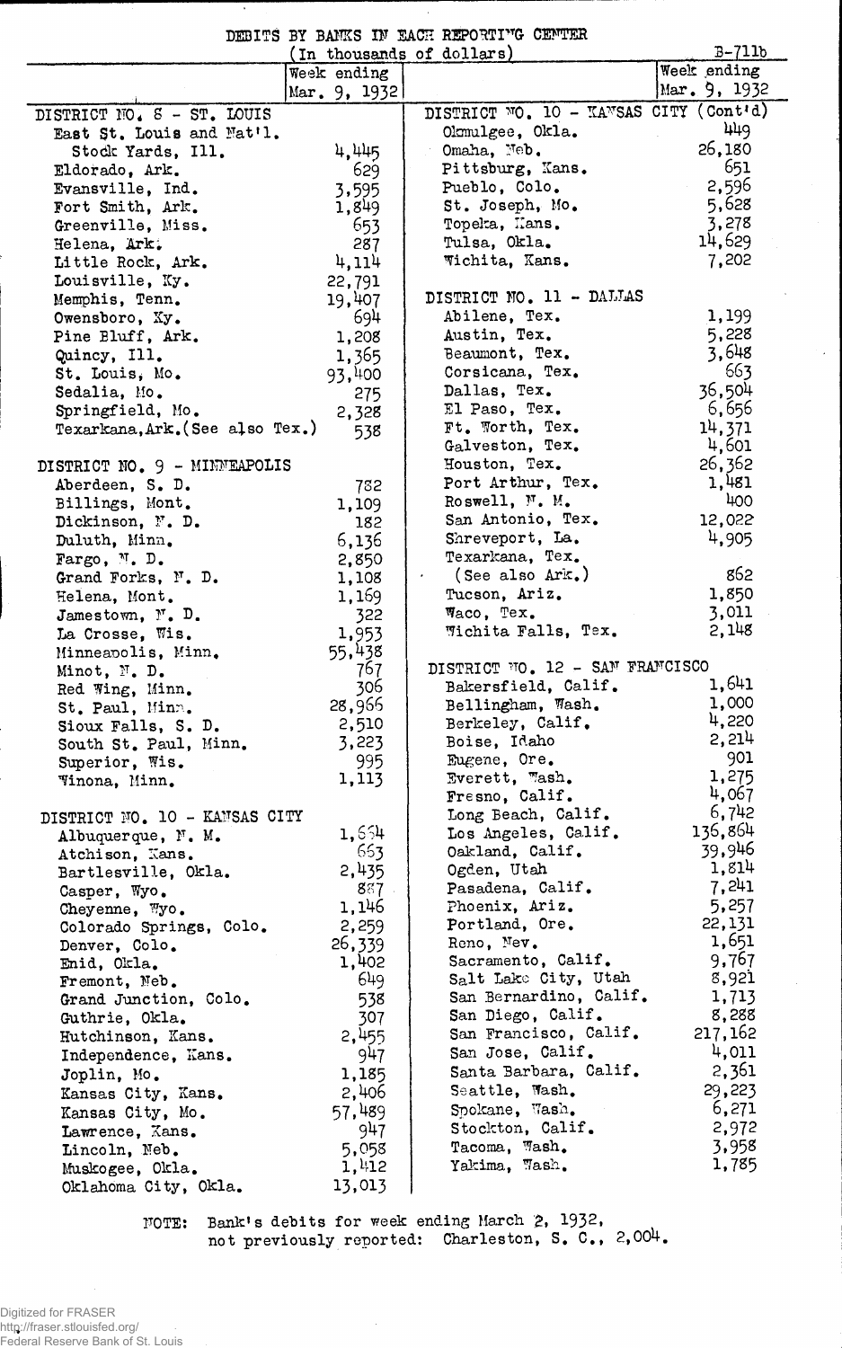B-711b

## DEBITS BY BANKS IN EACH REPORTING CENTER

(In thousands of dollars)

| | Week ending Mar. 9, 1932 | | Week ending Mar. 9, 1932 |
|---|---|---|---|
| DISTRICT NO. 8 - ST. LOUIS | | DISTRICT NO. 10 - KANSAS CITY (Cont'd) | |
| East St. Louis and Nat'l. Stock Yards, Ill. | 4,445 | Okmulgee, Okla. | 449 |
| Eldorado, Ark. | 629 | Omaha, Neb. | 26,180 |
| Evansville, Ind. | 3,595 | Pittsburg, Kans. | 651 |
| Fort Smith, Ark. | 1,849 | Pueblo, Colo. | 2,596 |
| Greenville, Miss. | 653 | St. Joseph, Mo. | 5,628 |
| Helena, Ark. | 287 | Topeka, Kans. | 3,278 |
| Little Rock, Ark. | 4,114 | Tulsa, Okla. | 14,629 |
| Louisville, Ky. | 22,791 | Wichita, Kans. | 7,202 |
| Memphis, Tenn. | 19,407 | | |
| Owensboro, Ky. | 694 | DISTRICT NO. 11 - DALLAS | |
| Pine Bluff, Ark. | 1,208 | Abilene, Tex. | 1,199 |
| Quincy, Ill. | 1,365 | Austin, Tex. | 5,228 |
| St. Louis, Mo. | 93,400 | Beaumont, Tex. | 3,648 |
| Sedalia, Mo. | 275 | Corsicana, Tex. | 663 |
| Springfield, Mo. | 2,328 | Dallas, Tex. | 36,504 |
| Texarkana, Ark. (See also Tex.) | 538 | El Paso, Tex. | 6,656 |
| | | Ft. Worth, Tex. | 14,371 |
| DISTRICT NO. 9 - MINNEAPOLIS | | Galveston, Tex. | 4,601 |
| Aberdeen, S. D. | 782 | Houston, Tex. | 26,362 |
| Billings, Mont. | 1,109 | Port Arthur, Tex. | 1,481 |
| Dickinson, N. D. | 182 | Roswell, N. M. | 400 |
| Duluth, Minn. | 6,136 | San Antonio, Tex. | 12,022 |
| Fargo, N. D. | 2,850 | Shreveport, La. | 4,905 |
| Grand Forks, N. D. | 1,108 | Texarkana, Tex. (See also Ark.) | 862 |
| Helena, Mont. | 1,169 | Tucson, Ariz. | 1,850 |
| Jamestown, N. D. | 322 | Waco, Tex. | 3,011 |
| La Crosse, Wis. | 1,953 | Wichita Falls, Tex. | 2,148 |
| Minneapolis, Minn. | 55,438 | | |
| Minot, N. D. | 767 | DISTRICT NO. 12 - SAN FRANCISCO | |
| Red Wing, Minn. | 306 | Bakersfield, Calif. | 1,641 |
| St. Paul, Minn. | 28,966 | Bellingham, Wash. | 1,000 |
| Sioux Falls, S. D. | 2,510 | Berkeley, Calif. | 4,220 |
| South St. Paul, Minn. | 3,223 | Boise, Idaho | 2,214 |
| Superior, Wis. | 995 | Eugene, Ore. | 901 |
| Winona, Minn. | 1,113 | Everett, Wash. | 1,275 |
| | | Fresno, Calif. | 4,067 |
| DISTRICT NO. 10 - KANSAS CITY | | Long Beach, Calif. | 6,742 |
| Albuquerque, N. M. | 1,654 | Los Angeles, Calif. | 136,864 |
| Atchison, Kans. | 663 | Oakland, Calif. | 39,946 |
| Bartlesville, Okla. | 2,435 | Ogden, Utah | 1,814 |
| Casper, Wyo. | 887 | Pasadena, Calif. | 7,241 |
| Cheyenne, Wyo. | 1,146 | Phoenix, Ariz. | 5,257 |
| Colorado Springs, Colo. | 2,259 | Portland, Ore. | 22,131 |
| Denver, Colo. | 26,339 | Reno, Nev. | 1,651 |
| Enid, Okla. | 1,402 | Sacramento, Calif. | 9,767 |
| Fremont, Neb. | 649 | Salt Lake City, Utah | 8,921 |
| Grand Junction, Colo. | 538 | San Bernardino, Calif. | 1,713 |
| Guthrie, Okla. | 307 | San Diego, Calif. | 8,288 |
| Hutchinson, Kans. | 2,455 | San Francisco, Calif. | 217,162 |
| Independence, Kans. | 947 | San Jose, Calif. | 4,011 |
| Joplin, Mo. | 1,185 | Santa Barbara, Calif. | 2,361 |
| Kansas City, Kans. | 2,406 | Seattle, Wash. | 29,223 |
| Kansas City, Mo. | 57,489 | Spokane, Wash. | 6,271 |
| Lawrence, Kans. | 947 | Stockton, Calif. | 2,972 |
| Lincoln, Neb. | 5,058 | Tacoma, Wash. | 3,958 |
| Muskogee, Okla. | 1,412 | Yakima, Wash. | 1,785 |
| Oklahoma City, Okla. | 13,013 | | |

NOTE: Bank's debits for week ending March 2, 1932, not previously reported: Charleston, S. C., 2,004.